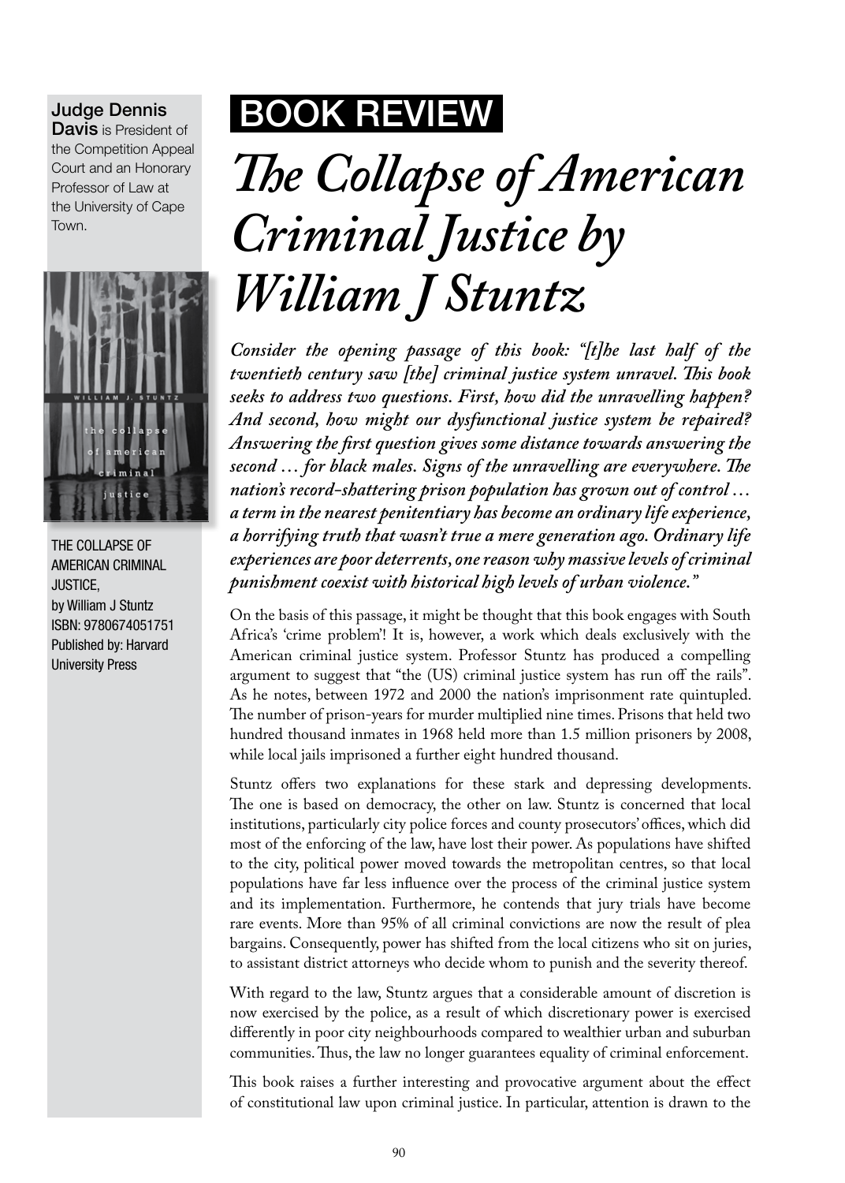**Judge Dennis Davis** is President of the Competition Appeal Court and an Honorary Professor of Law at the University of Cape Town.

THE COLLAPSE OF AMERICAN CRIMINAL JUSTICE,
by William J Stuntz
ISBN: 9780674051751
Published by: Harvard University Press

## BOOK REVIEW

# *The Collapse of American Criminal Justice by William J Stuntz*

***Consider the opening passage of this book: "[t]he last half of the twentieth century saw [the] criminal justice system unravel. This book seeks to address two questions. First, how did the unravelling happen? And second, how might our dysfunctional justice system be repaired? Answering the first question gives some distance towards answering the second … for black males. Signs of the unravelling are everywhere. The nation's record-shattering prison population has grown out of control … a term in the nearest penitentiary has become an ordinary life experience, a horrifying truth that wasn't true a mere generation ago. Ordinary life experiences are poor deterrents, one reason why massive levels of criminal punishment coexist with historical high levels of urban violence."***

On the basis of this passage, it might be thought that this book engages with South Africa's 'crime problem'! It is, however, a work which deals exclusively with the American criminal justice system. Professor Stuntz has produced a compelling argument to suggest that "the (US) criminal justice system has run off the rails". As he notes, between 1972 and 2000 the nation's imprisonment rate quintupled. The number of prison-years for murder multiplied nine times. Prisons that held two hundred thousand inmates in 1968 held more than 1.5 million prisoners by 2008, while local jails imprisoned a further eight hundred thousand.

Stuntz offers two explanations for these stark and depressing developments. The one is based on democracy, the other on law. Stuntz is concerned that local institutions, particularly city police forces and county prosecutors' offices, which did most of the enforcing of the law, have lost their power. As populations have shifted to the city, political power moved towards the metropolitan centres, so that local populations have far less influence over the process of the criminal justice system and its implementation. Furthermore, he contends that jury trials have become rare events. More than 95% of all criminal convictions are now the result of plea bargains. Consequently, power has shifted from the local citizens who sit on juries, to assistant district attorneys who decide whom to punish and the severity thereof.

With regard to the law, Stuntz argues that a considerable amount of discretion is now exercised by the police, as a result of which discretionary power is exercised differently in poor city neighbourhoods compared to wealthier urban and suburban communities. Thus, the law no longer guarantees equality of criminal enforcement.

This book raises a further interesting and provocative argument about the effect of constitutional law upon criminal justice. In particular, attention is drawn to the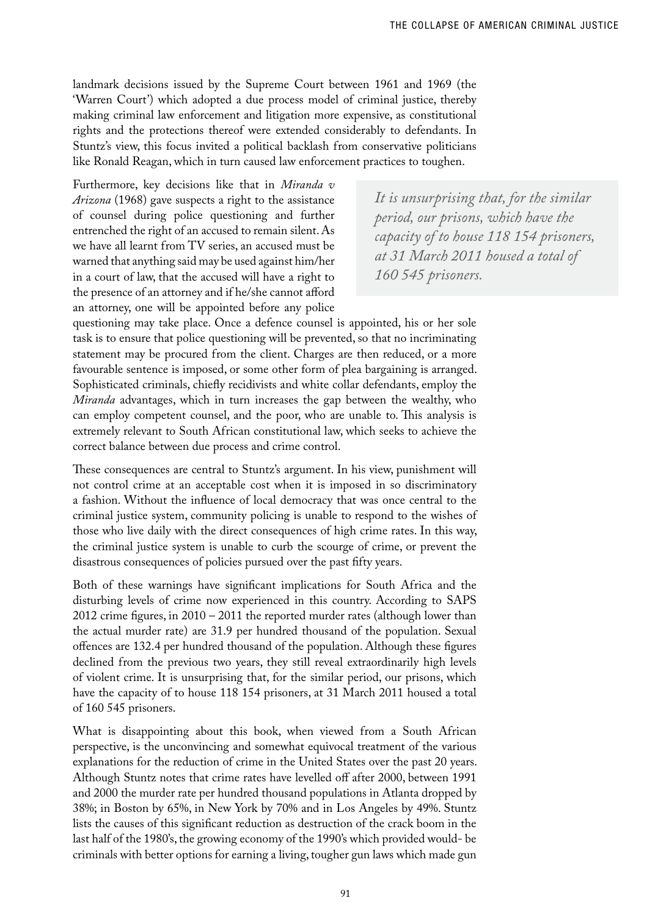landmark decisions issued by the Supreme Court between 1961 and 1969 (the 'Warren Court') which adopted a due process model of criminal justice, thereby making criminal law enforcement and litigation more expensive, as constitutional rights and the protections thereof were extended considerably to defendants. In Stuntz's view, this focus invited a political backlash from conservative politicians like Ronald Reagan, which in turn caused law enforcement practices to toughen.

Furthermore, key decisions like that in *Miranda v Arizona* (1968) gave suspects a right to the assistance of counsel during police questioning and further entrenched the right of an accused to remain silent. As we have all learnt from TV series, an accused must be warned that anything said may be used against him/her in a court of law, that the accused will have a right to the presence of an attorney and if he/she cannot afford an attorney, one will be appointed before any police questioning may take place. Once a defence counsel is appointed, his or her sole task is to ensure that police questioning will be prevented, so that no incriminating statement may be procured from the client. Charges are then reduced, or a more favourable sentence is imposed, or some other form of plea bargaining is arranged. Sophisticated criminals, chiefly recidivists and white collar defendants, employ the *Miranda* advantages, which in turn increases the gap between the wealthy, who can employ competent counsel, and the poor, who are unable to. This analysis is extremely relevant to South African constitutional law, which seeks to achieve the correct balance between due process and crime control.

> *It is unsurprising that, for the similar period, our prisons, which have the capacity of to house 118 154 prisoners, at 31 March 2011 housed a total of 160 545 prisoners.*

These consequences are central to Stuntz's argument. In his view, punishment will not control crime at an acceptable cost when it is imposed in so discriminatory a fashion. Without the influence of local democracy that was once central to the criminal justice system, community policing is unable to respond to the wishes of those who live daily with the direct consequences of high crime rates. In this way, the criminal justice system is unable to curb the scourge of crime, or prevent the disastrous consequences of policies pursued over the past fifty years.

Both of these warnings have significant implications for South Africa and the disturbing levels of crime now experienced in this country. According to SAPS 2012 crime figures, in 2010 – 2011 the reported murder rates (although lower than the actual murder rate) are 31.9 per hundred thousand of the population. Sexual offences are 132.4 per hundred thousand of the population. Although these figures declined from the previous two years, they still reveal extraordinarily high levels of violent crime. It is unsurprising that, for the similar period, our prisons, which have the capacity of to house 118 154 prisoners, at 31 March 2011 housed a total of 160 545 prisoners.

What is disappointing about this book, when viewed from a South African perspective, is the unconvincing and somewhat equivocal treatment of the various explanations for the reduction of crime in the United States over the past 20 years. Although Stuntz notes that crime rates have levelled off after 2000, between 1991 and 2000 the murder rate per hundred thousand populations in Atlanta dropped by 38%; in Boston by 65%, in New York by 70% and in Los Angeles by 49%. Stuntz lists the causes of this significant reduction as destruction of the crack boom in the last half of the 1980's, the growing economy of the 1990's which provided would- be criminals with better options for earning a living, tougher gun laws which made gun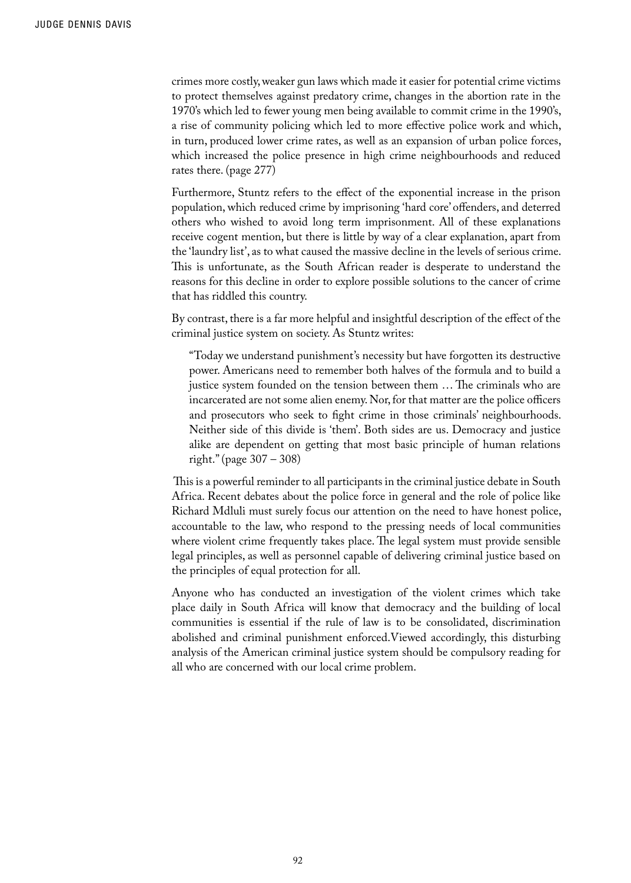crimes more costly, weaker gun laws which made it easier for potential crime victims to protect themselves against predatory crime, changes in the abortion rate in the 1970's which led to fewer young men being available to commit crime in the 1990's, a rise of community policing which led to more effective police work and which, in turn, produced lower crime rates, as well as an expansion of urban police forces, which increased the police presence in high crime neighbourhoods and reduced rates there. (page 277)

Furthermore, Stuntz refers to the effect of the exponential increase in the prison population, which reduced crime by imprisoning 'hard core' offenders, and deterred others who wished to avoid long term imprisonment. All of these explanations receive cogent mention, but there is little by way of a clear explanation, apart from the 'laundry list', as to what caused the massive decline in the levels of serious crime. This is unfortunate, as the South African reader is desperate to understand the reasons for this decline in order to explore possible solutions to the cancer of crime that has riddled this country.

By contrast, there is a far more helpful and insightful description of the effect of the criminal justice system on society. As Stuntz writes:

> "Today we understand punishment's necessity but have forgotten its destructive power. Americans need to remember both halves of the formula and to build a justice system founded on the tension between them … The criminals who are incarcerated are not some alien enemy. Nor, for that matter are the police officers and prosecutors who seek to fight crime in those criminals' neighbourhoods. Neither side of this divide is 'them'. Both sides are us. Democracy and justice alike are dependent on getting that most basic principle of human relations right." (page 307 – 308)

This is a powerful reminder to all participants in the criminal justice debate in South Africa. Recent debates about the police force in general and the role of police like Richard Mdluli must surely focus our attention on the need to have honest police, accountable to the law, who respond to the pressing needs of local communities where violent crime frequently takes place. The legal system must provide sensible legal principles, as well as personnel capable of delivering criminal justice based on the principles of equal protection for all.

Anyone who has conducted an investigation of the violent crimes which take place daily in South Africa will know that democracy and the building of local communities is essential if the rule of law is to be consolidated, discrimination abolished and criminal punishment enforced. Viewed accordingly, this disturbing analysis of the American criminal justice system should be compulsory reading for all who are concerned with our local crime problem.